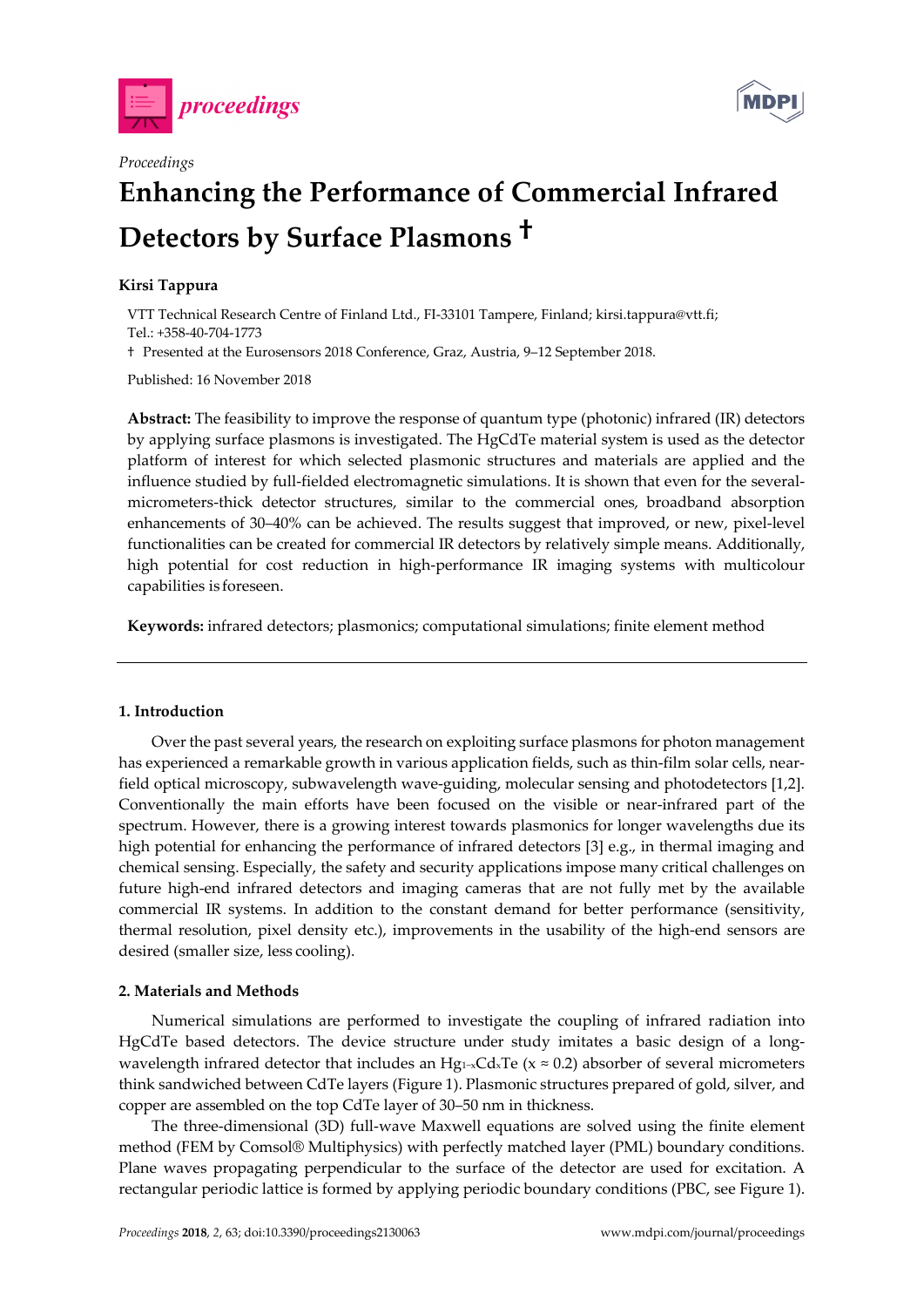*Proceedings*

# Enhancing the Performance of Commercial Infrared Detectors by Surface Plasmons †

**Kirsi Tappura**

VTT Technical Research Centre of Finland Ltd., FI-33101 Tampere, Finland; kirsi.tappura@vtt.fi; Tel.: +358-40-704-1773

† Presented at the Eurosensors 2018 Conference, Graz, Austria, 9–12 September 2018.

Published: 16 November 2018

**Abstract:** The feasibility to improve the response of quantum type (photonic) infrared (IR) detectors by applying surface plasmons is investigated. The HgCdTe material system is used as the detector platform of interest for which selected plasmonic structures and materials are applied and the influence studied by full-fielded electromagnetic simulations. It is shown that even for the several-micrometers-thick detector structures, similar to the commercial ones, broadband absorption enhancements of 30–40% can be achieved. The results suggest that improved, or new, pixel-level functionalities can be created for commercial IR detectors by relatively simple means. Additionally, high potential for cost reduction in high-performance IR imaging systems with multicolour capabilities is foreseen.

**Keywords:** infrared detectors; plasmonics; computational simulations; finite element method

## 1. Introduction

Over the past several years, the research on exploiting surface plasmons for photon management has experienced a remarkable growth in various application fields, such as thin-film solar cells, near-field optical microscopy, subwavelength wave-guiding, molecular sensing and photodetectors [1,2]. Conventionally the main efforts have been focused on the visible or near-infrared part of the spectrum. However, there is a growing interest towards plasmonics for longer wavelengths due its high potential for enhancing the performance of infrared detectors [3] e.g., in thermal imaging and chemical sensing. Especially, the safety and security applications impose many critical challenges on future high-end infrared detectors and imaging cameras that are not fully met by the available commercial IR systems. In addition to the constant demand for better performance (sensitivity, thermal resolution, pixel density etc.), improvements in the usability of the high-end sensors are desired (smaller size, less cooling).

## 2. Materials and Methods

Numerical simulations are performed to investigate the coupling of infrared radiation into HgCdTe based detectors. The device structure under study imitates a basic design of a long-wavelength infrared detector that includes an $Hg_{1-x}Cd_xTe$ ($x \approx 0.2$) absorber of several micrometers think sandwiched between CdTe layers (Figure 1). Plasmonic structures prepared of gold, silver, and copper are assembled on the top CdTe layer of 30–50 nm in thickness.

The three-dimensional (3D) full-wave Maxwell equations are solved using the finite element method (FEM by Comsol® Multiphysics) with perfectly matched layer (PML) boundary conditions. Plane waves propagating perpendicular to the surface of the detector are used for excitation. A rectangular periodic lattice is formed by applying periodic boundary conditions (PBC, see Figure 1).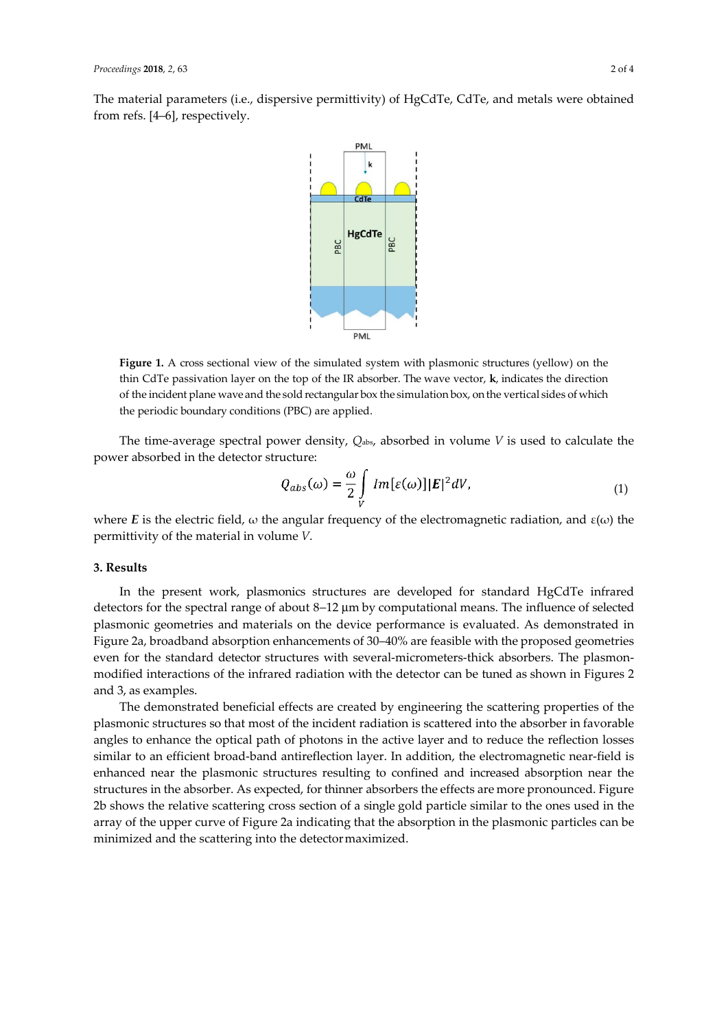The material parameters (i.e., dispersive permittivity) of HgCdTe, CdTe, and metals were obtained from refs. [4–6], respectively.

**Figure 1.** A cross sectional view of the simulated system with plasmonic structures (yellow) on the thin CdTe passivation layer on the top of the IR absorber. The wave vector, **k**, indicates the direction of the incident plane wave and the sold rectangular box the simulation box, on the vertical sides of which the periodic boundary conditions (PBC) are applied.

The time-average spectral power density, $Q_{abs}$, absorbed in volume $V$ is used to calculate the power absorbed in the detector structure:

$$Q_{abs}(\omega) = \frac{\omega}{2} \int_{V} Im[\varepsilon(\omega)] |\boldsymbol{E}|^2 dV, \tag{1}$$

where $\boldsymbol{E}$ is the electric field, $\omega$ the angular frequency of the electromagnetic radiation, and $\varepsilon(\omega)$ the permittivity of the material in volume $V$.

## 3. Results

In the present work, plasmonics structures are developed for standard HgCdTe infrared detectors for the spectral range of about 8–12 μm by computational means. The influence of selected plasmonic geometries and materials on the device performance is evaluated. As demonstrated in Figure 2a, broadband absorption enhancements of 30–40% are feasible with the proposed geometries even for the standard detector structures with several-micrometers-thick absorbers. The plasmon-modified interactions of the infrared radiation with the detector can be tuned as shown in Figures 2 and 3, as examples.

The demonstrated beneficial effects are created by engineering the scattering properties of the plasmonic structures so that most of the incident radiation is scattered into the absorber in favorable angles to enhance the optical path of photons in the active layer and to reduce the reflection losses similar to an efficient broad-band antireflection layer. In addition, the electromagnetic near-field is enhanced near the plasmonic structures resulting to confined and increased absorption near the structures in the absorber. As expected, for thinner absorbers the effects are more pronounced. Figure 2b shows the relative scattering cross section of a single gold particle similar to the ones used in the array of the upper curve of Figure 2a indicating that the absorption in the plasmonic particles can be minimized and the scattering into the detector maximized.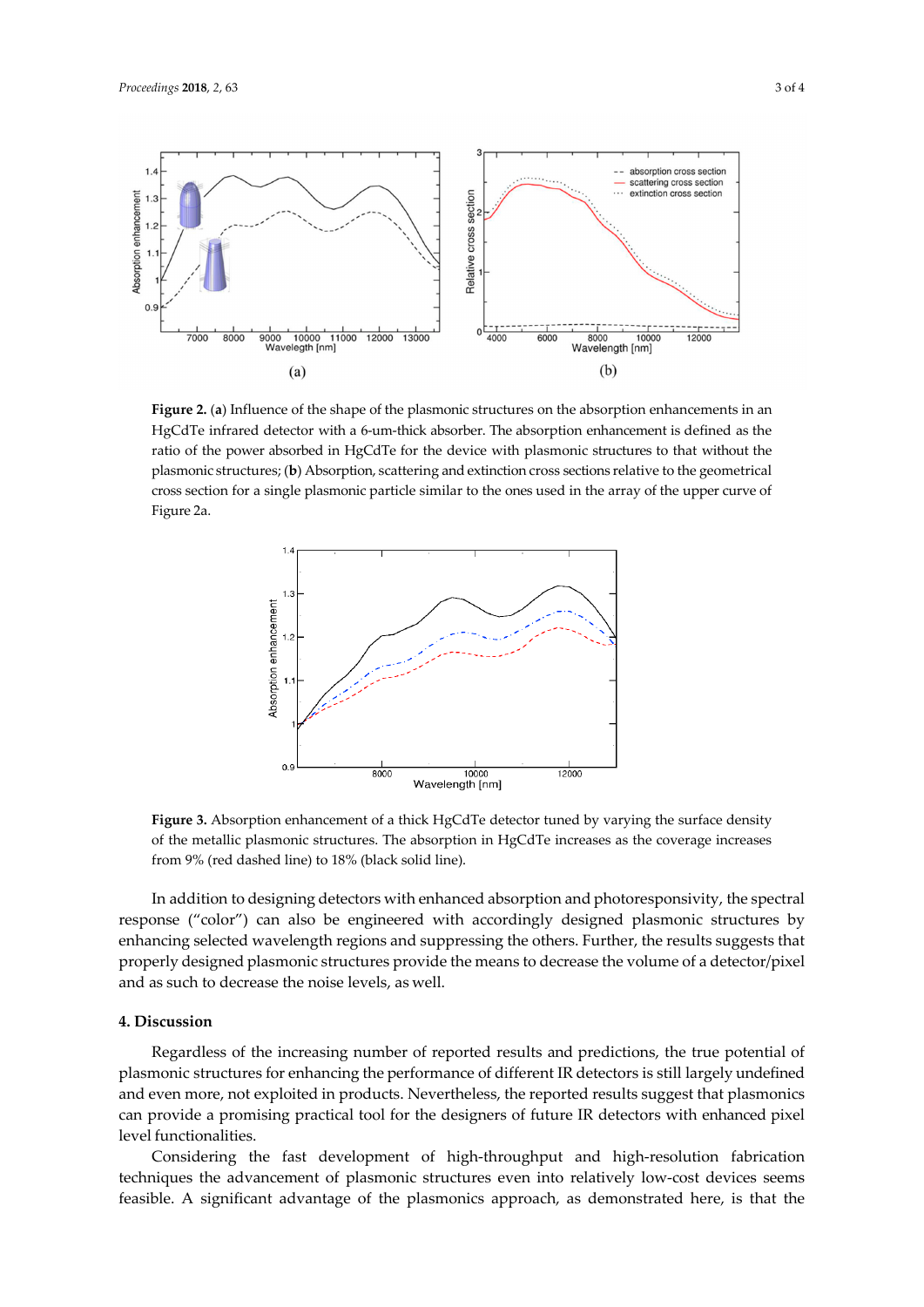**Figure 2.** (**a**) Influence of the shape of the plasmonic structures on the absorption enhancements in an HgCdTe infrared detector with a 6-um-thick absorber. The absorption enhancement is defined as the ratio of the power absorbed in HgCdTe for the device with plasmonic structures to that without the plasmonic structures; (**b**) Absorption, scattering and extinction cross sections relative to the geometrical cross section for a single plasmonic particle similar to the ones used in the array of the upper curve of Figure 2a.

**Figure 3.** Absorption enhancement of a thick HgCdTe detector tuned by varying the surface density of the metallic plasmonic structures. The absorption in HgCdTe increases as the coverage increases from 9% (red dashed line) to 18% (black solid line).

In addition to designing detectors with enhanced absorption and photoresponsivity, the spectral response ("color") can also be engineered with accordingly designed plasmonic structures by enhancing selected wavelength regions and suppressing the others. Further, the results suggests that properly designed plasmonic structures provide the means to decrease the volume of a detector/pixel and as such to decrease the noise levels, as well.

## 4. Discussion

Regardless of the increasing number of reported results and predictions, the true potential of plasmonic structures for enhancing the performance of different IR detectors is still largely undefined and even more, not exploited in products. Nevertheless, the reported results suggest that plasmonics can provide a promising practical tool for the designers of future IR detectors with enhanced pixel level functionalities.

Considering the fast development of high-throughput and high-resolution fabrication techniques the advancement of plasmonic structures even into relatively low-cost devices seems feasible. A significant advantage of the plasmonics approach, as demonstrated here, is that the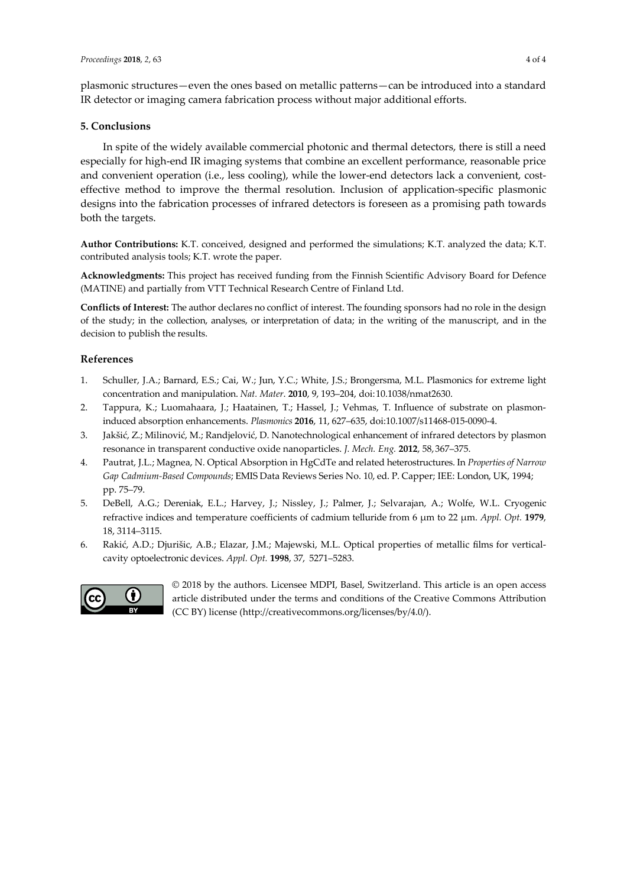plasmonic structures—even the ones based on metallic patterns—can be introduced into a standard IR detector or imaging camera fabrication process without major additional efforts.

## 5. Conclusions

In spite of the widely available commercial photonic and thermal detectors, there is still a need especially for high-end IR imaging systems that combine an excellent performance, reasonable price and convenient operation (i.e., less cooling), while the lower-end detectors lack a convenient, cost-effective method to improve the thermal resolution. Inclusion of application-specific plasmonic designs into the fabrication processes of infrared detectors is foreseen as a promising path towards both the targets.

**Author Contributions:** K.T. conceived, designed and performed the simulations; K.T. analyzed the data; K.T. contributed analysis tools; K.T. wrote the paper.

**Acknowledgments:** This project has received funding from the Finnish Scientific Advisory Board for Defence (MATINE) and partially from VTT Technical Research Centre of Finland Ltd.

**Conflicts of Interest:** The author declares no conflict of interest. The founding sponsors had no role in the design of the study; in the collection, analyses, or interpretation of data; in the writing of the manuscript, and in the decision to publish the results.

## References

1. Schuller, J.A.; Barnard, E.S.; Cai, W.; Jun, Y.C.; White, J.S.; Brongersma, M.L. Plasmonics for extreme light concentration and manipulation. *Nat. Mater.* **2010**, 9, 193–204, doi:10.1038/nmat2630.
2. Tappura, K.; Luomahaara, J.; Haatainen, T.; Hassel, J.; Vehmas, T. Influence of substrate on plasmon-induced absorption enhancements. *Plasmonics* **2016**, 11, 627–635, doi:10.1007/s11468-015-0090-4.
3. Jakšić, Z.; Milinović, M.; Randjelović, D. Nanotechnological enhancement of infrared detectors by plasmon resonance in transparent conductive oxide nanoparticles. *J. Mech. Eng.* **2012**, 58, 367–375.
4. Pautrat, J.L.; Magnea, N. Optical Absorption in HgCdTe and related heterostructures. In *Properties of Narrow Gap Cadmium-Based Compounds*; EMIS Data Reviews Series No. 10, ed. P. Capper; IEE: London, UK, 1994; pp. 75–79.
5. DeBell, A.G.; Dereniak, E.L.; Harvey, J.; Nissley, J.; Palmer, J.; Selvarajan, A.; Wolfe, W.L. Cryogenic refractive indices and temperature coefficients of cadmium telluride from 6 μm to 22 μm. *Appl. Opt.* **1979**, 18, 3114–3115.
6. Rakić, A.D.; Djurišic, A.B.; Elazar, J.M.; Majewski, M.L. Optical properties of metallic films for vertical-cavity optoelectronic devices. *Appl. Opt.* **1998**, 37, 5271–5283.

© 2018 by the authors. Licensee MDPI, Basel, Switzerland. This article is an open access article distributed under the terms and conditions of the Creative Commons Attribution (CC BY) license (http://creativecommons.org/licenses/by/4.0/).